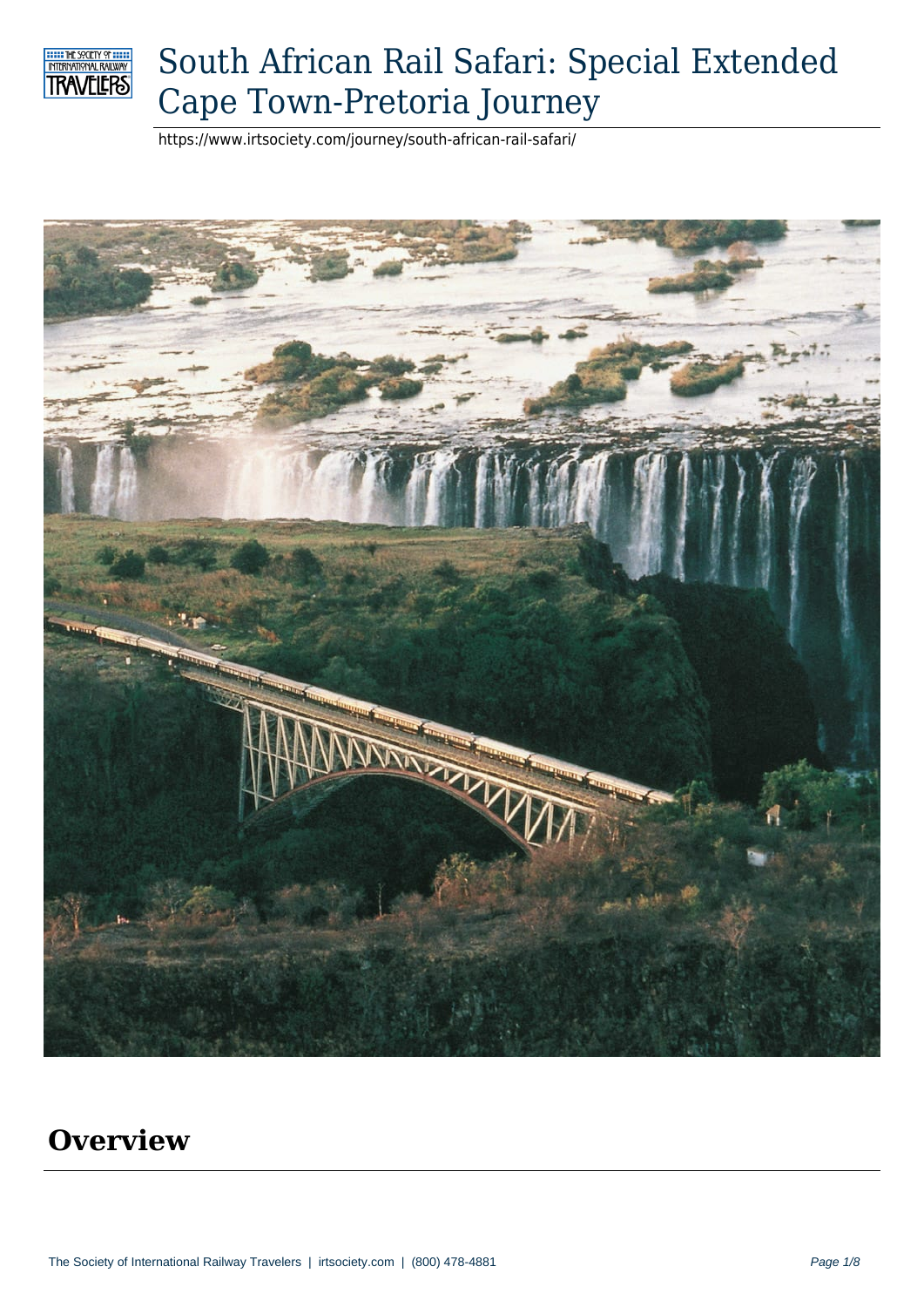# South African Rail Safari: Special Extended Cape Town-Pretoria Journey

https://www.irtsociety.com/journey/south-african-rail-safari/

## Overview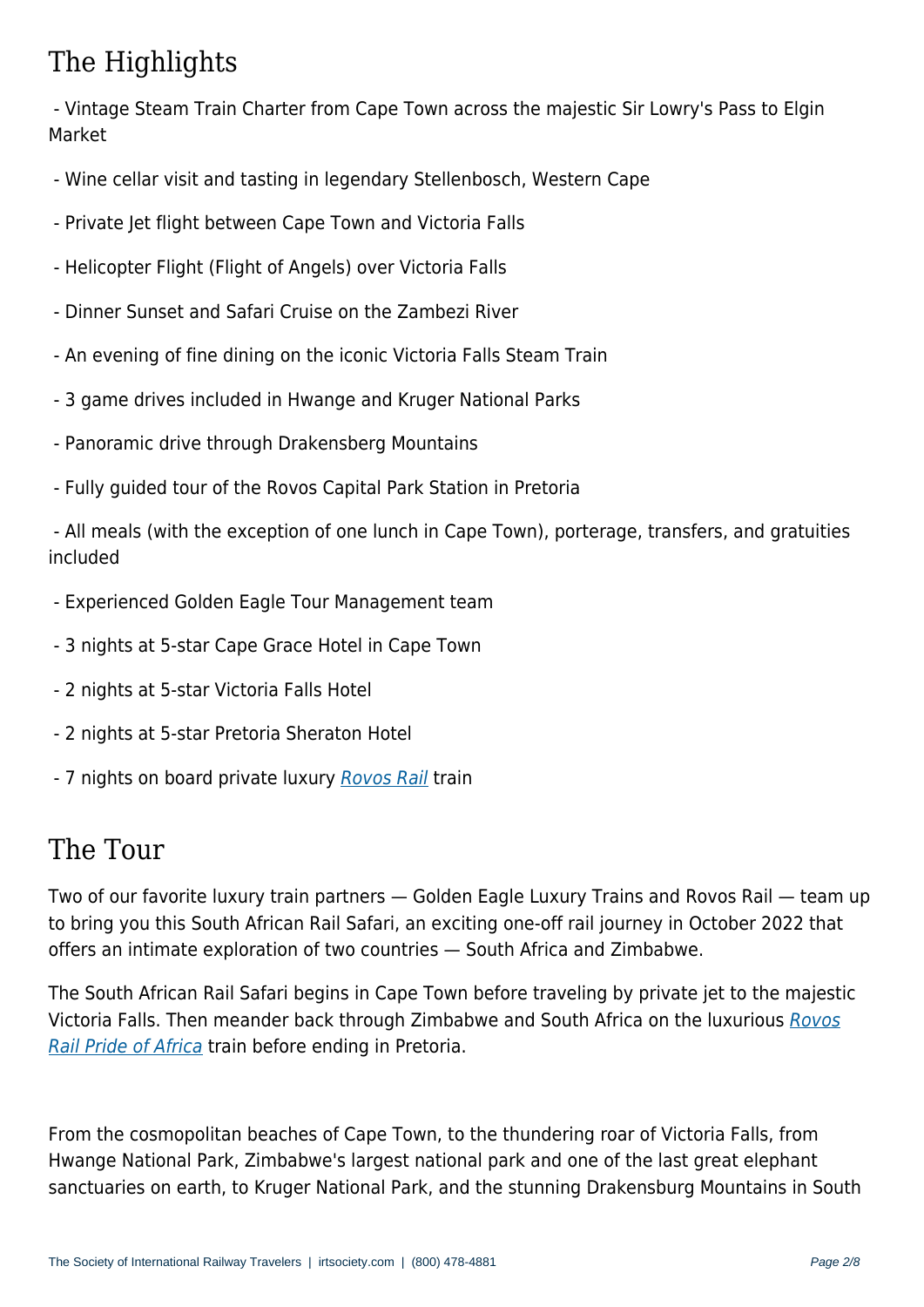## The Highlights

- Vintage Steam Train Charter from Cape Town across the majestic Sir Lowry's Pass to Elgin Market
- Wine cellar visit and tasting in legendary Stellenbosch, Western Cape
- Private Jet flight between Cape Town and Victoria Falls
- Helicopter Flight (Flight of Angels) over Victoria Falls
- Dinner Sunset and Safari Cruise on the Zambezi River
- An evening of fine dining on the iconic Victoria Falls Steam Train
- 3 game drives included in Hwange and Kruger National Parks
- Panoramic drive through Drakensberg Mountains
- Fully guided tour of the Rovos Capital Park Station in Pretoria
- All meals (with the exception of one lunch in Cape Town), porterage, transfers, and gratuities included
- Experienced Golden Eagle Tour Management team
- 3 nights at 5-star Cape Grace Hotel in Cape Town
- 2 nights at 5-star Victoria Falls Hotel
- 2 nights at 5-star Pretoria Sheraton Hotel
- 7 nights on board private luxury *Rovos Rail* train

## The Tour

Two of our favorite luxury train partners — Golden Eagle Luxury Trains and Rovos Rail — team up to bring you this South African Rail Safari, an exciting one-off rail journey in October 2022 that offers an intimate exploration of two countries — South Africa and Zimbabwe.

The South African Rail Safari begins in Cape Town before traveling by private jet to the majestic Victoria Falls. Then meander back through Zimbabwe and South Africa on the luxurious *Rovos Rail Pride of Africa* train before ending in Pretoria.

From the cosmopolitan beaches of Cape Town, to the thundering roar of Victoria Falls, from Hwange National Park, Zimbabwe's largest national park and one of the last great elephant sanctuaries on earth, to Kruger National Park, and the stunning Drakensburg Mountains in South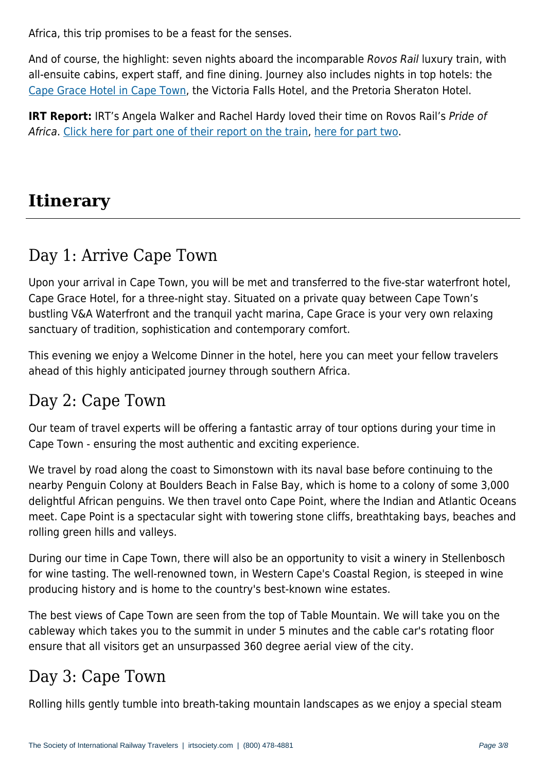Africa, this trip promises to be a feast for the senses.

And of course, the highlight: seven nights aboard the incomparable *Rovos Rail* luxury train, with all-ensuite cabins, expert staff, and fine dining. Journey also includes nights in top hotels: the Cape Grace Hotel in Cape Town, the Victoria Falls Hotel, and the Pretoria Sheraton Hotel.

**IRT Report:** IRT's Angela Walker and Rachel Hardy loved their time on Rovos Rail's *Pride of Africa*. Click here for part one of their report on the train, here for part two.

# Itinerary

## Day 1: Arrive Cape Town

Upon your arrival in Cape Town, you will be met and transferred to the five-star waterfront hotel, Cape Grace Hotel, for a three-night stay. Situated on a private quay between Cape Town's bustling V&A Waterfront and the tranquil yacht marina, Cape Grace is your very own relaxing sanctuary of tradition, sophistication and contemporary comfort.

This evening we enjoy a Welcome Dinner in the hotel, here you can meet your fellow travelers ahead of this highly anticipated journey through southern Africa.

## Day 2: Cape Town

Our team of travel experts will be offering a fantastic array of tour options during your time in Cape Town - ensuring the most authentic and exciting experience.

We travel by road along the coast to Simonstown with its naval base before continuing to the nearby Penguin Colony at Boulders Beach in False Bay, which is home to a colony of some 3,000 delightful African penguins. We then travel onto Cape Point, where the Indian and Atlantic Oceans meet. Cape Point is a spectacular sight with towering stone cliffs, breathtaking bays, beaches and rolling green hills and valleys.

During our time in Cape Town, there will also be an opportunity to visit a winery in Stellenbosch for wine tasting. The well-renowned town, in Western Cape's Coastal Region, is steeped in wine producing history and is home to the country's best-known wine estates.

The best views of Cape Town are seen from the top of Table Mountain. We will take you on the cableway which takes you to the summit in under 5 minutes and the cable car's rotating floor ensure that all visitors get an unsurpassed 360 degree aerial view of the city.

## Day 3: Cape Town

Rolling hills gently tumble into breath-taking mountain landscapes as we enjoy a special steam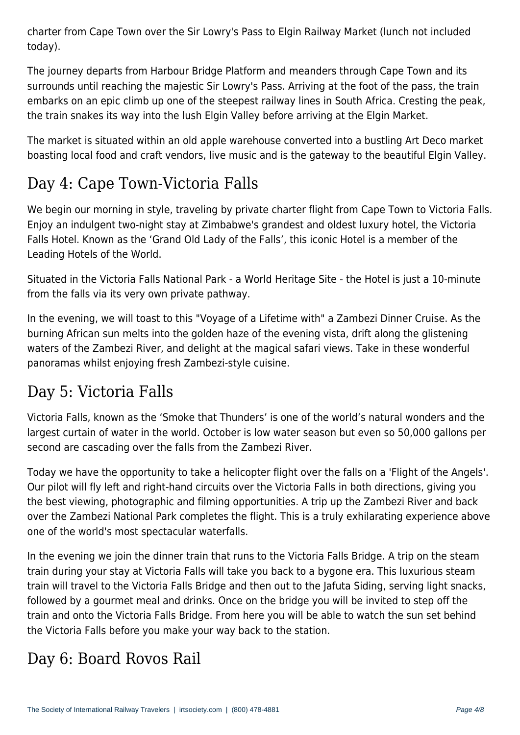charter from Cape Town over the Sir Lowry's Pass to Elgin Railway Market (lunch not included today).

The journey departs from Harbour Bridge Platform and meanders through Cape Town and its surrounds until reaching the majestic Sir Lowry's Pass. Arriving at the foot of the pass, the train embarks on an epic climb up one of the steepest railway lines in South Africa. Cresting the peak, the train snakes its way into the lush Elgin Valley before arriving at the Elgin Market.

The market is situated within an old apple warehouse converted into a bustling Art Deco market boasting local food and craft vendors, live music and is the gateway to the beautiful Elgin Valley.

## Day 4: Cape Town-Victoria Falls

We begin our morning in style, traveling by private charter flight from Cape Town to Victoria Falls. Enjoy an indulgent two-night stay at Zimbabwe's grandest and oldest luxury hotel, the Victoria Falls Hotel. Known as the 'Grand Old Lady of the Falls', this iconic Hotel is a member of the Leading Hotels of the World.

Situated in the Victoria Falls National Park - a World Heritage Site - the Hotel is just a 10-minute from the falls via its very own private pathway.

In the evening, we will toast to this "Voyage of a Lifetime with" a Zambezi Dinner Cruise. As the burning African sun melts into the golden haze of the evening vista, drift along the glistening waters of the Zambezi River, and delight at the magical safari views. Take in these wonderful panoramas whilst enjoying fresh Zambezi-style cuisine.

## Day 5: Victoria Falls

Victoria Falls, known as the 'Smoke that Thunders' is one of the world's natural wonders and the largest curtain of water in the world. October is low water season but even so 50,000 gallons per second are cascading over the falls from the Zambezi River.

Today we have the opportunity to take a helicopter flight over the falls on a 'Flight of the Angels'. Our pilot will fly left and right-hand circuits over the Victoria Falls in both directions, giving you the best viewing, photographic and filming opportunities. A trip up the Zambezi River and back over the Zambezi National Park completes the flight. This is a truly exhilarating experience above one of the world's most spectacular waterfalls.

In the evening we join the dinner train that runs to the Victoria Falls Bridge. A trip on the steam train during your stay at Victoria Falls will take you back to a bygone era. This luxurious steam train will travel to the Victoria Falls Bridge and then out to the Jafuta Siding, serving light snacks, followed by a gourmet meal and drinks. Once on the bridge you will be invited to step off the train and onto the Victoria Falls Bridge. From here you will be able to watch the sun set behind the Victoria Falls before you make your way back to the station.

## Day 6: Board Rovos Rail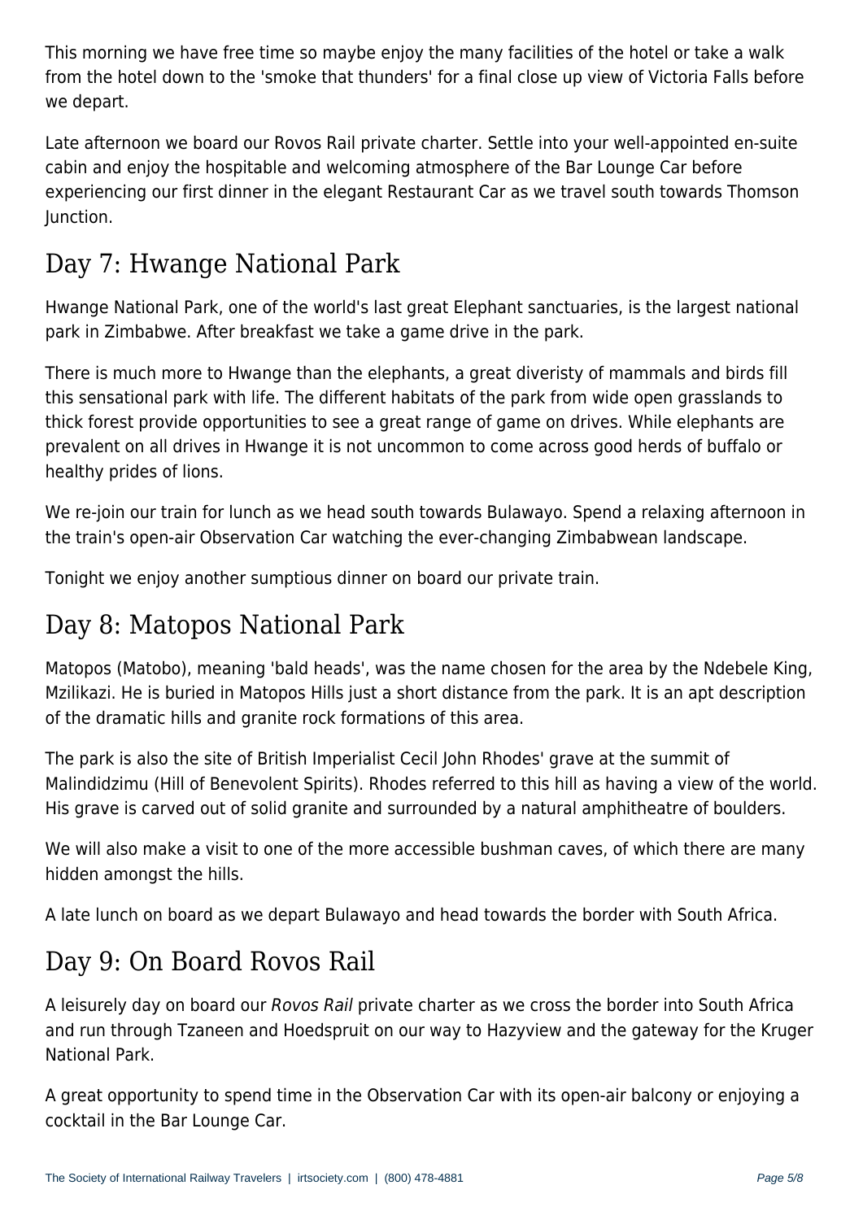This morning we have free time so maybe enjoy the many facilities of the hotel or take a walk from the hotel down to the 'smoke that thunders' for a final close up view of Victoria Falls before we depart.

Late afternoon we board our Rovos Rail private charter. Settle into your well-appointed en-suite cabin and enjoy the hospitable and welcoming atmosphere of the Bar Lounge Car before experiencing our first dinner in the elegant Restaurant Car as we travel south towards Thomson Junction.

## Day 7: Hwange National Park

Hwange National Park, one of the world's last great Elephant sanctuaries, is the largest national park in Zimbabwe. After breakfast we take a game drive in the park.

There is much more to Hwange than the elephants, a great diveristy of mammals and birds fill this sensational park with life. The different habitats of the park from wide open grasslands to thick forest provide opportunities to see a great range of game on drives. While elephants are prevalent on all drives in Hwange it is not uncommon to come across good herds of buffalo or healthy prides of lions.

We re-join our train for lunch as we head south towards Bulawayo. Spend a relaxing afternoon in the train's open-air Observation Car watching the ever-changing Zimbabwean landscape.

Tonight we enjoy another sumptious dinner on board our private train.

## Day 8: Matopos National Park

Matopos (Matobo), meaning 'bald heads', was the name chosen for the area by the Ndebele King, Mzilikazi. He is buried in Matopos Hills just a short distance from the park. It is an apt description of the dramatic hills and granite rock formations of this area.

The park is also the site of British Imperialist Cecil John Rhodes' grave at the summit of Malindidzimu (Hill of Benevolent Spirits). Rhodes referred to this hill as having a view of the world. His grave is carved out of solid granite and surrounded by a natural amphitheatre of boulders.

We will also make a visit to one of the more accessible bushman caves, of which there are many hidden amongst the hills.

A late lunch on board as we depart Bulawayo and head towards the border with South Africa.

## Day 9: On Board Rovos Rail

A leisurely day on board our *Rovos Rail* private charter as we cross the border into South Africa and run through Tzaneen and Hoedspruit on our way to Hazyview and the gateway for the Kruger National Park.

A great opportunity to spend time in the Observation Car with its open-air balcony or enjoying a cocktail in the Bar Lounge Car.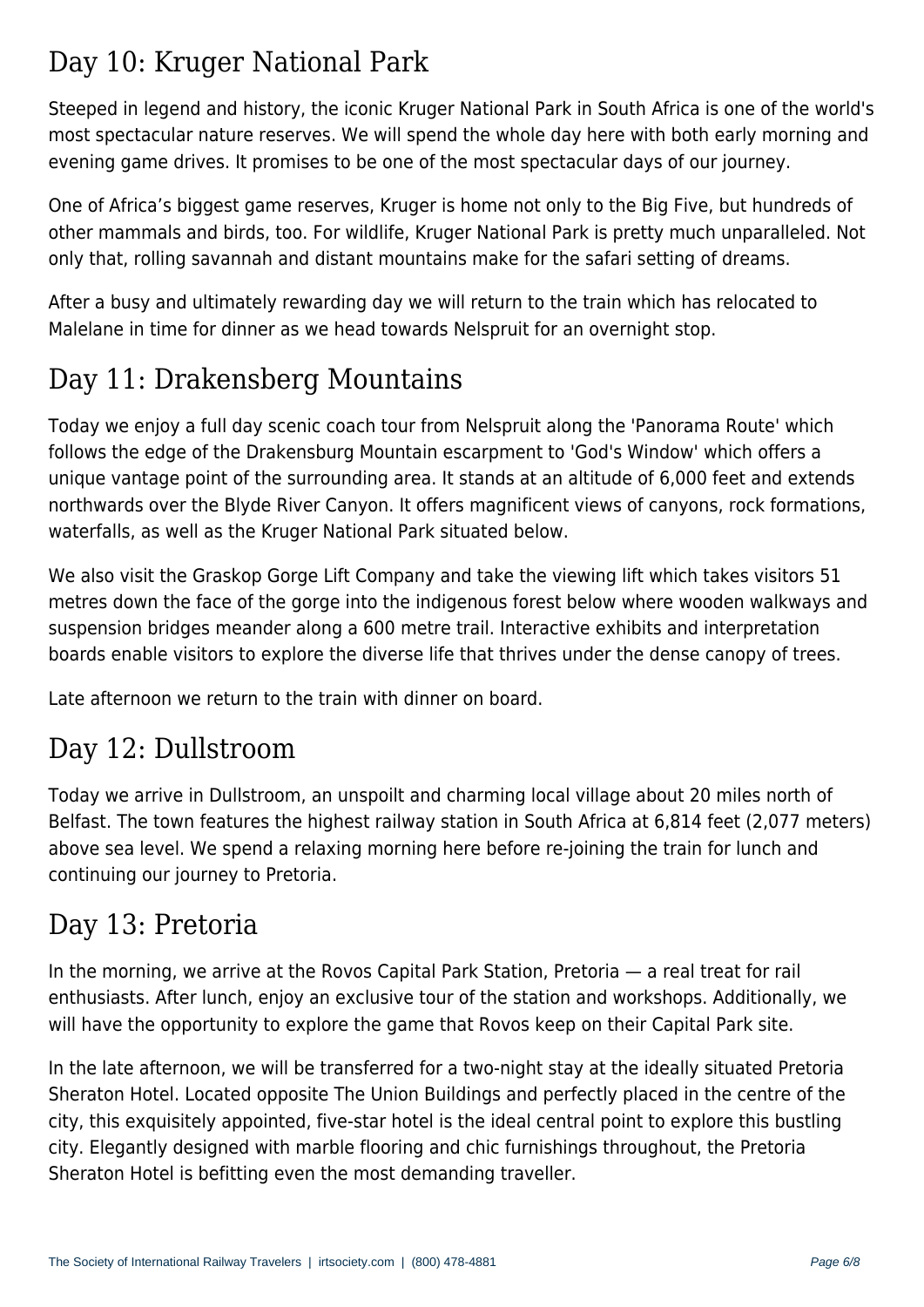## Day 10: Kruger National Park

Steeped in legend and history, the iconic Kruger National Park in South Africa is one of the world's most spectacular nature reserves. We will spend the whole day here with both early morning and evening game drives. It promises to be one of the most spectacular days of our journey.

One of Africa's biggest game reserves, Kruger is home not only to the Big Five, but hundreds of other mammals and birds, too. For wildlife, Kruger National Park is pretty much unparalleled. Not only that, rolling savannah and distant mountains make for the safari setting of dreams.

After a busy and ultimately rewarding day we will return to the train which has relocated to Malelane in time for dinner as we head towards Nelspruit for an overnight stop.

## Day 11: Drakensberg Mountains

Today we enjoy a full day scenic coach tour from Nelspruit along the 'Panorama Route' which follows the edge of the Drakensburg Mountain escarpment to 'God's Window' which offers a unique vantage point of the surrounding area. It stands at an altitude of 6,000 feet and extends northwards over the Blyde River Canyon. It offers magnificent views of canyons, rock formations, waterfalls, as well as the Kruger National Park situated below.

We also visit the Graskop Gorge Lift Company and take the viewing lift which takes visitors 51 metres down the face of the gorge into the indigenous forest below where wooden walkways and suspension bridges meander along a 600 metre trail. Interactive exhibits and interpretation boards enable visitors to explore the diverse life that thrives under the dense canopy of trees.

Late afternoon we return to the train with dinner on board.

## Day 12: Dullstroom

Today we arrive in Dullstroom, an unspoilt and charming local village about 20 miles north of Belfast. The town features the highest railway station in South Africa at 6,814 feet (2,077 meters) above sea level. We spend a relaxing morning here before re-joining the train for lunch and continuing our journey to Pretoria.

## Day 13: Pretoria

In the morning, we arrive at the Rovos Capital Park Station, Pretoria — a real treat for rail enthusiasts. After lunch, enjoy an exclusive tour of the station and workshops. Additionally, we will have the opportunity to explore the game that Rovos keep on their Capital Park site.

In the late afternoon, we will be transferred for a two-night stay at the ideally situated Pretoria Sheraton Hotel. Located opposite The Union Buildings and perfectly placed in the centre of the city, this exquisitely appointed, five-star hotel is the ideal central point to explore this bustling city. Elegantly designed with marble flooring and chic furnishings throughout, the Pretoria Sheraton Hotel is befitting even the most demanding traveller.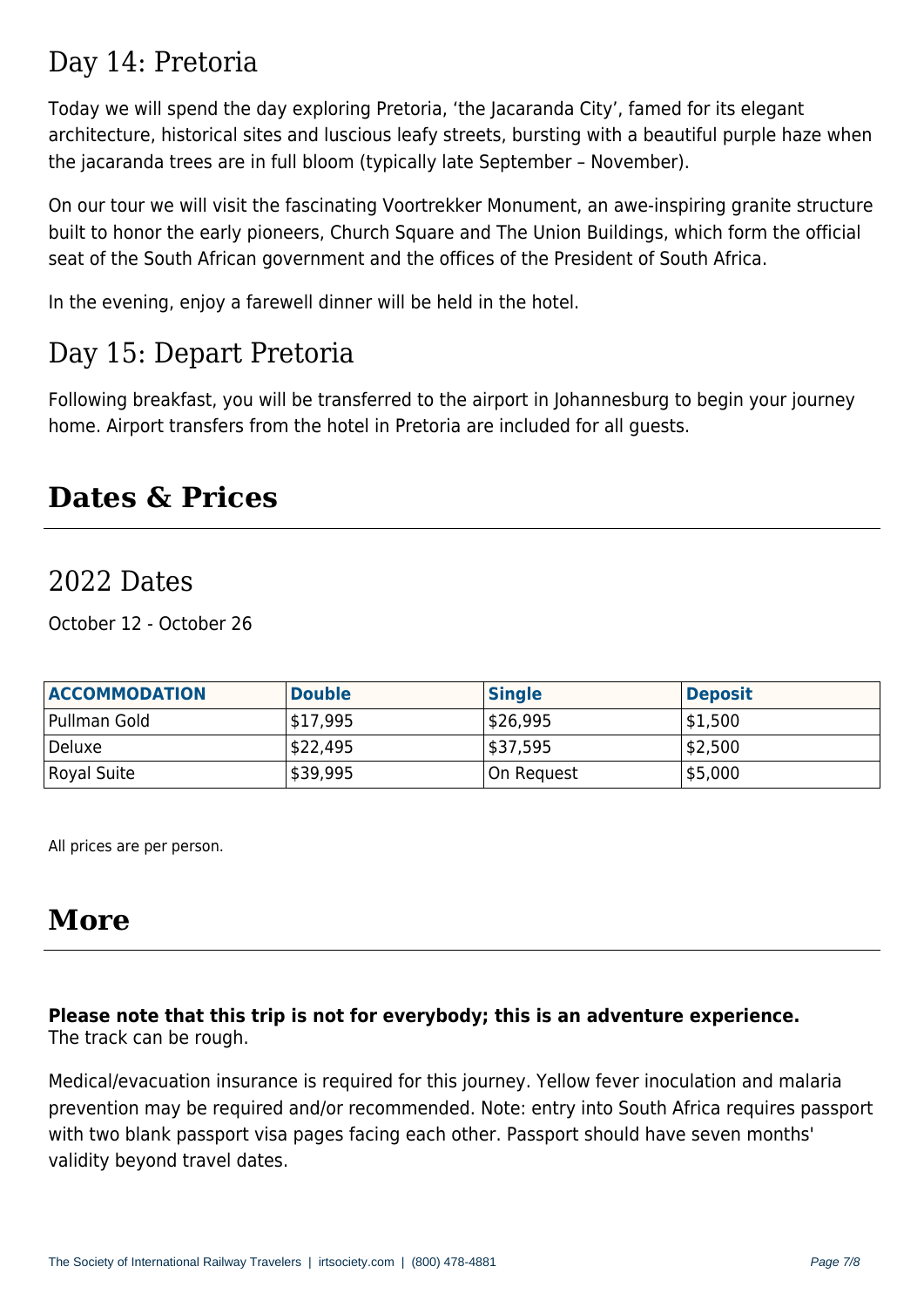## Day 14: Pretoria

Today we will spend the day exploring Pretoria, 'the Jacaranda City', famed for its elegant architecture, historical sites and luscious leafy streets, bursting with a beautiful purple haze when the jacaranda trees are in full bloom (typically late September – November).

On our tour we will visit the fascinating Voortrekker Monument, an awe-inspiring granite structure built to honor the early pioneers, Church Square and The Union Buildings, which form the official seat of the South African government and the offices of the President of South Africa.

In the evening, enjoy a farewell dinner will be held in the hotel.

## Day 15: Depart Pretoria

Following breakfast, you will be transferred to the airport in Johannesburg to begin your journey home. Airport transfers from the hotel in Pretoria are included for all guests.

# Dates & Prices

## 2022 Dates

October 12 - October 26

| ACCOMMODATION | Double | Single | Deposit |
|---|---|---|---|
| Pullman Gold | $17,995 | $26,995 | $1,500 |
| Deluxe | $22,495 | $37,595 | $2,500 |
| Royal Suite | $39,995 | On Request | $5,000 |

All prices are per person.

# More

**Please note that this trip is not for everybody; this is an adventure experience.**
The track can be rough.

Medical/evacuation insurance is required for this journey. Yellow fever inoculation and malaria prevention may be required and/or recommended. Note: entry into South Africa requires passport with two blank passport visa pages facing each other. Passport should have seven months' validity beyond travel dates.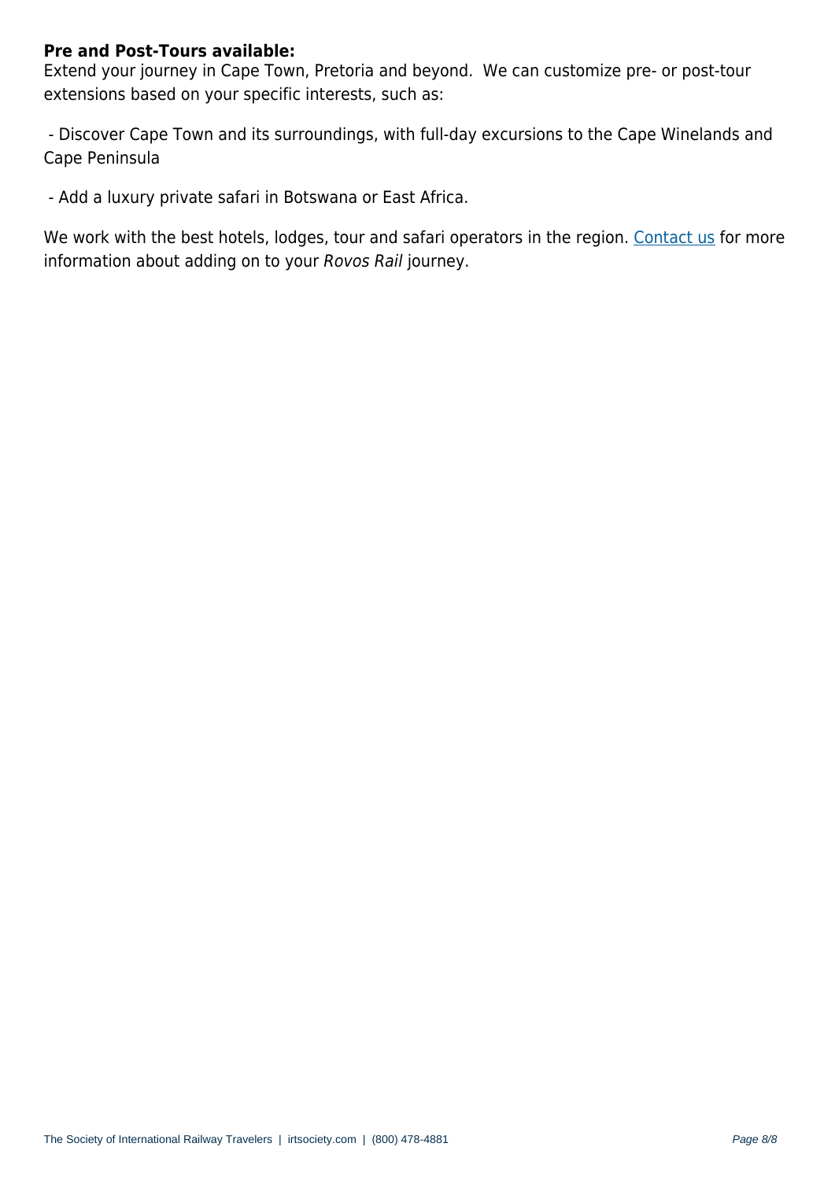**Pre and Post-Tours available:**
Extend your journey in Cape Town, Pretoria and beyond.  We can customize pre- or post-tour extensions based on your specific interests, such as:

 - Discover Cape Town and its surroundings, with full-day excursions to the Cape Winelands and Cape Peninsula

 - Add a luxury private safari in Botswana or East Africa.

We work with the best hotels, lodges, tour and safari operators in the region. Contact us for more information about adding on to your *Rovos Rail* journey.